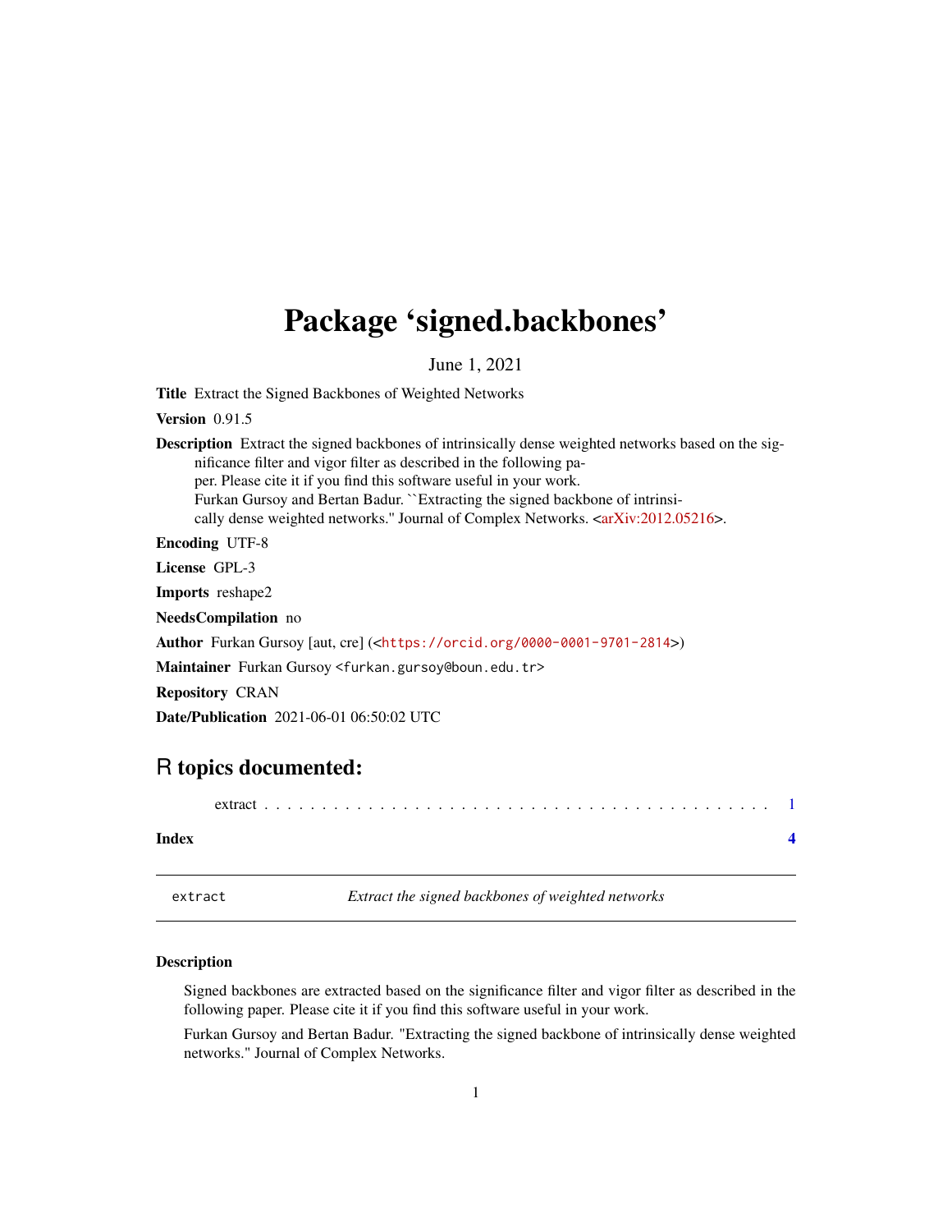# Package 'signed.backbones'

June 1, 2021

**Title** Extract the Signed Backbones of Weighted Networks

**Version** 0.91.5

**Description** Extract the signed backbones of intrinsically dense weighted networks based on the significance filter and vigor filter as described in the following paper. Please cite it if you find this software useful in your work.
Furkan Gursoy and Bertan Badur. ``Extracting the signed backbone of intrinsically dense weighted networks.'' Journal of Complex Networks. <arXiv:2012.05216>.

**Encoding** UTF-8

**License** GPL-3

**Imports** reshape2

**NeedsCompilation** no

**Author** Furkan Gursoy [aut, cre] (<https://orcid.org/0000-0001-9701-2814>)

**Maintainer** Furkan Gursoy <furkan.gursoy@boun.edu.tr>

**Repository** CRAN

**Date/Publication** 2021-06-01 06:50:02 UTC

## R topics documented:

extract . . . . . . . . . . . . . . . . . . . . . . . . . . . . . . . . . . . . . . . . . . . . 1

**Index** **4**

---

extract *Extract the signed backbones of weighted networks*

---

### Description

Signed backbones are extracted based on the significance filter and vigor filter as described in the following paper. Please cite it if you find this software useful in your work.

Furkan Gursoy and Bertan Badur. "Extracting the signed backbone of intrinsically dense weighted networks." Journal of Complex Networks.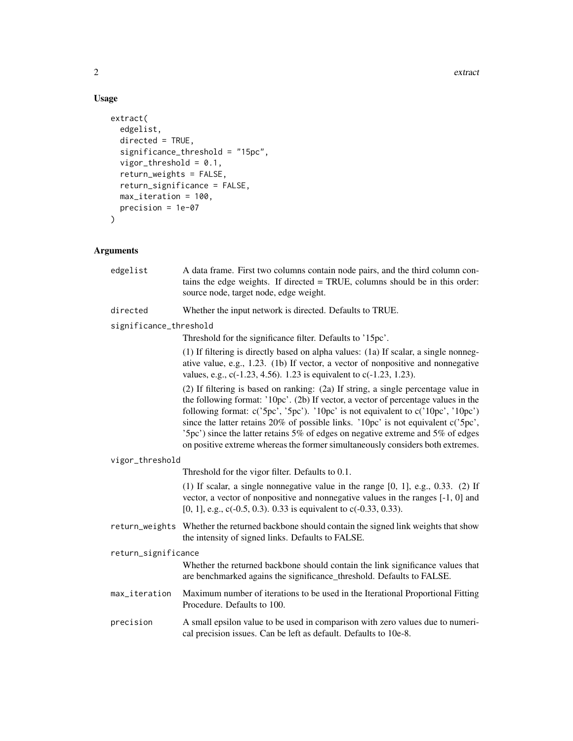## Usage

```
extract(
  edgelist,
  directed = TRUE,
  significance_threshold = "15pc",
  vigor_threshold = 0.1,
  return_weights = FALSE,
  return_significance = FALSE,
  max_iteration = 100,
  precision = 1e-07
)
```

## Arguments

`edgelist`
: A data frame. First two columns contain node pairs, and the third column contains the edge weights. If directed = TRUE, columns should be in this order: source node, target node, edge weight.

`directed`
: Whether the input network is directed. Defaults to TRUE.

`significance_threshold`
: Threshold for the significance filter. Defaults to '15pc'.

  (1) If filtering is directly based on alpha values: (1a) If scalar, a single nonnegative value, e.g., 1.23. (1b) If vector, a vector of nonpositive and nonnegative values, e.g., c(-1.23, 4.56). 1.23 is equivalent to c(-1.23, 1.23).

  (2) If filtering is based on ranking: (2a) If string, a single percentage value in the following format: '10pc'. (2b) If vector, a vector of percentage values in the following format: c('5pc', '5pc'). '10pc' is not equivalent to c('10pc', '10pc') since the latter retains 20% of possible links. '10pc' is not equivalent c('5pc', '5pc') since the latter retains 5% of edges on negative extreme and 5% of edges on positive extreme whereas the former simultaneously considers both extremes.

`vigor_threshold`
: Threshold for the vigor filter. Defaults to 0.1.

  (1) If scalar, a single nonnegative value in the range [0, 1], e.g., 0.33. (2) If vector, a vector of nonpositive and nonnegative values in the ranges [-1, 0] and [0, 1], e.g., c(-0.5, 0.3). 0.33 is equivalent to c(-0.33, 0.33).

`return_weights`
: Whether the returned backbone should contain the signed link weights that show the intensity of signed links. Defaults to FALSE.

`return_significance`
: Whether the returned backbone should contain the link significance values that are benchmarked agains the significance_threshold. Defaults to FALSE.

`max_iteration`
: Maximum number of iterations to be used in the Iterational Proportional Fitting Procedure. Defaults to 100.

`precision`
: A small epsilon value to be used in comparison with zero values due to numerical precision issues. Can be left as default. Defaults to 10e-8.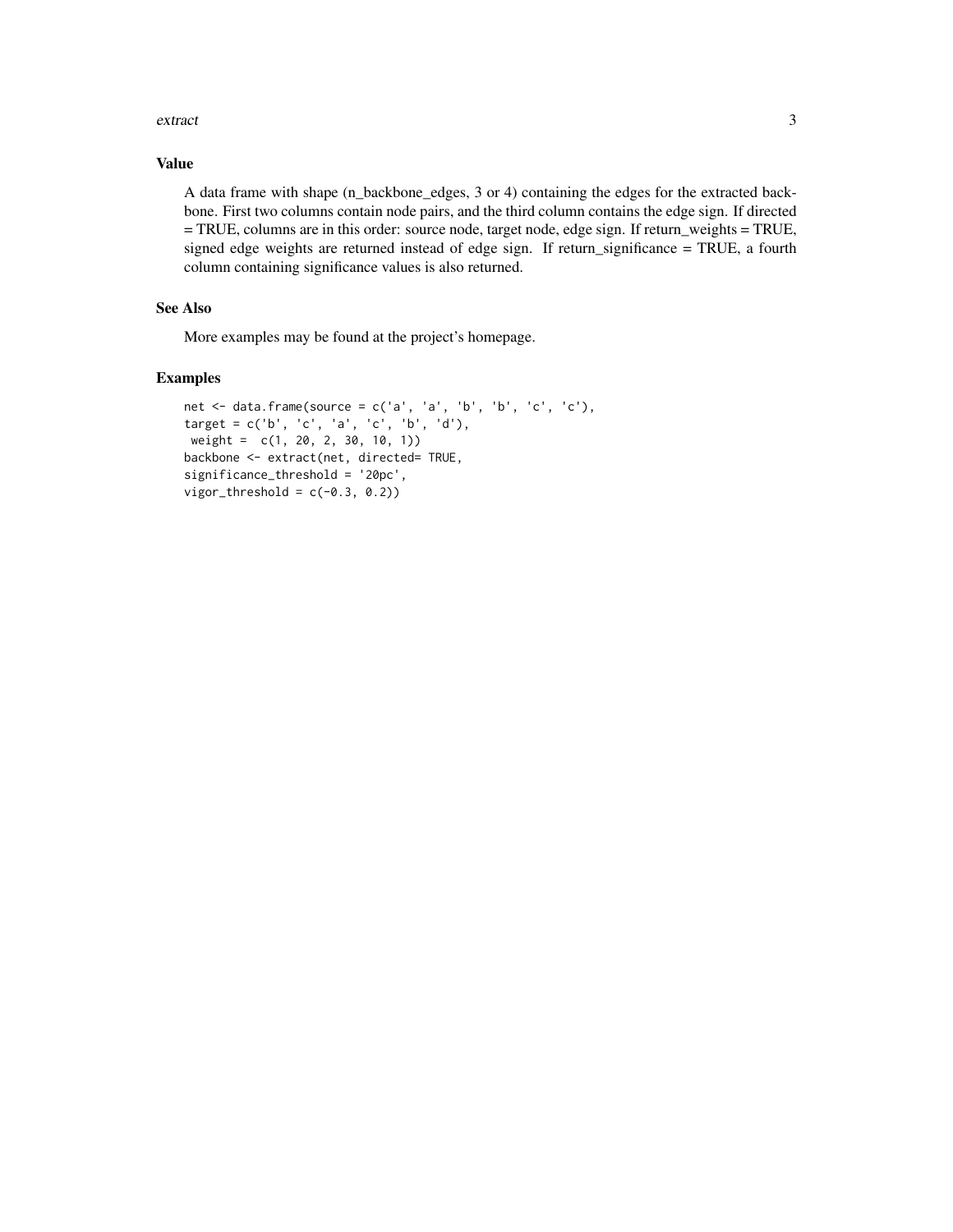### Value

A data frame with shape (n_backbone_edges, 3 or 4) containing the edges for the extracted backbone. First two columns contain node pairs, and the third column contains the edge sign. If directed = TRUE, columns are in this order: source node, target node, edge sign. If return_weights = TRUE, signed edge weights are returned instead of edge sign. If return_significance = TRUE, a fourth column containing significance values is also returned.

### See Also

More examples may be found at the project's homepage.

### Examples

```
net <- data.frame(source = c('a', 'a', 'b', 'b', 'c', 'c'),
target = c('b', 'c', 'a', 'c', 'b', 'd'),
 weight =  c(1, 20, 2, 30, 10, 1))
backbone <- extract(net, directed= TRUE,
significance_threshold = '20pc',
vigor_threshold = c(-0.3, 0.2))
```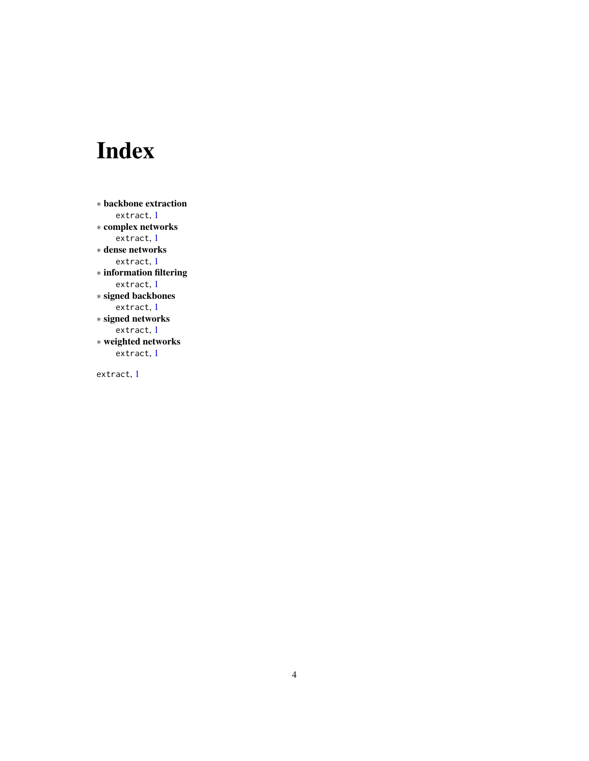# Index

∗ **backbone extraction**
  `extract`, 1

∗ **complex networks**
  `extract`, 1

∗ **dense networks**
  `extract`, 1

∗ **information filtering**
  `extract`, 1

∗ **signed backbones**
  `extract`, 1

∗ **signed networks**
  `extract`, 1

∗ **weighted networks**
  `extract`, 1

`extract`, 1